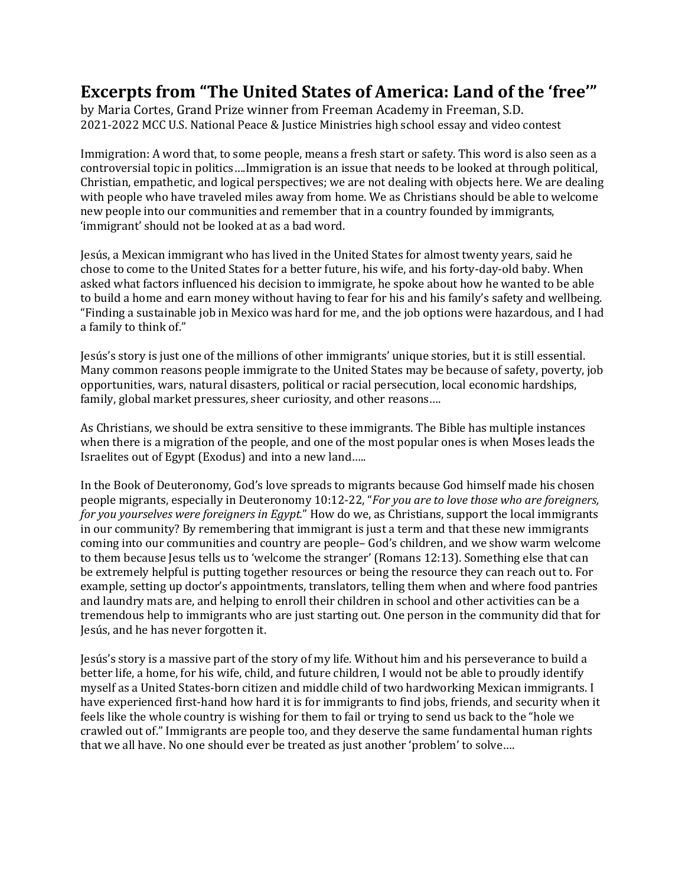# Excerpts from "The United States of America: Land of the 'free'"

by Maria Cortes, Grand Prize winner from Freeman Academy in Freeman, S.D.
2021-2022 MCC U.S. National Peace & Justice Ministries high school essay and video contest

Immigration: A word that, to some people, means a fresh start or safety. This word is also seen as a controversial topic in politics….Immigration is an issue that needs to be looked at through political, Christian, empathetic, and logical perspectives; we are not dealing with objects here. We are dealing with people who have traveled miles away from home. We as Christians should be able to welcome new people into our communities and remember that in a country founded by immigrants, 'immigrant' should not be looked at as a bad word.

Jesús, a Mexican immigrant who has lived in the United States for almost twenty years, said he chose to come to the United States for a better future, his wife, and his forty-day-old baby. When asked what factors influenced his decision to immigrate, he spoke about how he wanted to be able to build a home and earn money without having to fear for his and his family's safety and wellbeing. "Finding a sustainable job in Mexico was hard for me, and the job options were hazardous, and I had a family to think of."

Jesús's story is just one of the millions of other immigrants' unique stories, but it is still essential. Many common reasons people immigrate to the United States may be because of safety, poverty, job opportunities, wars, natural disasters, political or racial persecution, local economic hardships, family, global market pressures, sheer curiosity, and other reasons….

As Christians, we should be extra sensitive to these immigrants. The Bible has multiple instances when there is a migration of the people, and one of the most popular ones is when Moses leads the Israelites out of Egypt (Exodus) and into a new land…..

In the Book of Deuteronomy, God's love spreads to migrants because God himself made his chosen people migrants, especially in Deuteronomy 10:12-22, "*For you are to love those who are foreigners, for you yourselves were foreigners in Egypt.*" How do we, as Christians, support the local immigrants in our community? By remembering that immigrant is just a term and that these new immigrants coming into our communities and country are people– God's children, and we show warm welcome to them because Jesus tells us to 'welcome the stranger' (Romans 12:13). Something else that can be extremely helpful is putting together resources or being the resource they can reach out to. For example, setting up doctor's appointments, translators, telling them when and where food pantries and laundry mats are, and helping to enroll their children in school and other activities can be a tremendous help to immigrants who are just starting out. One person in the community did that for Jesús, and he has never forgotten it.

Jesús's story is a massive part of the story of my life. Without him and his perseverance to build a better life, a home, for his wife, child, and future children, I would not be able to proudly identify myself as a United States-born citizen and middle child of two hardworking Mexican immigrants. I have experienced first-hand how hard it is for immigrants to find jobs, friends, and security when it feels like the whole country is wishing for them to fail or trying to send us back to the "hole we crawled out of." Immigrants are people too, and they deserve the same fundamental human rights that we all have. No one should ever be treated as just another 'problem' to solve….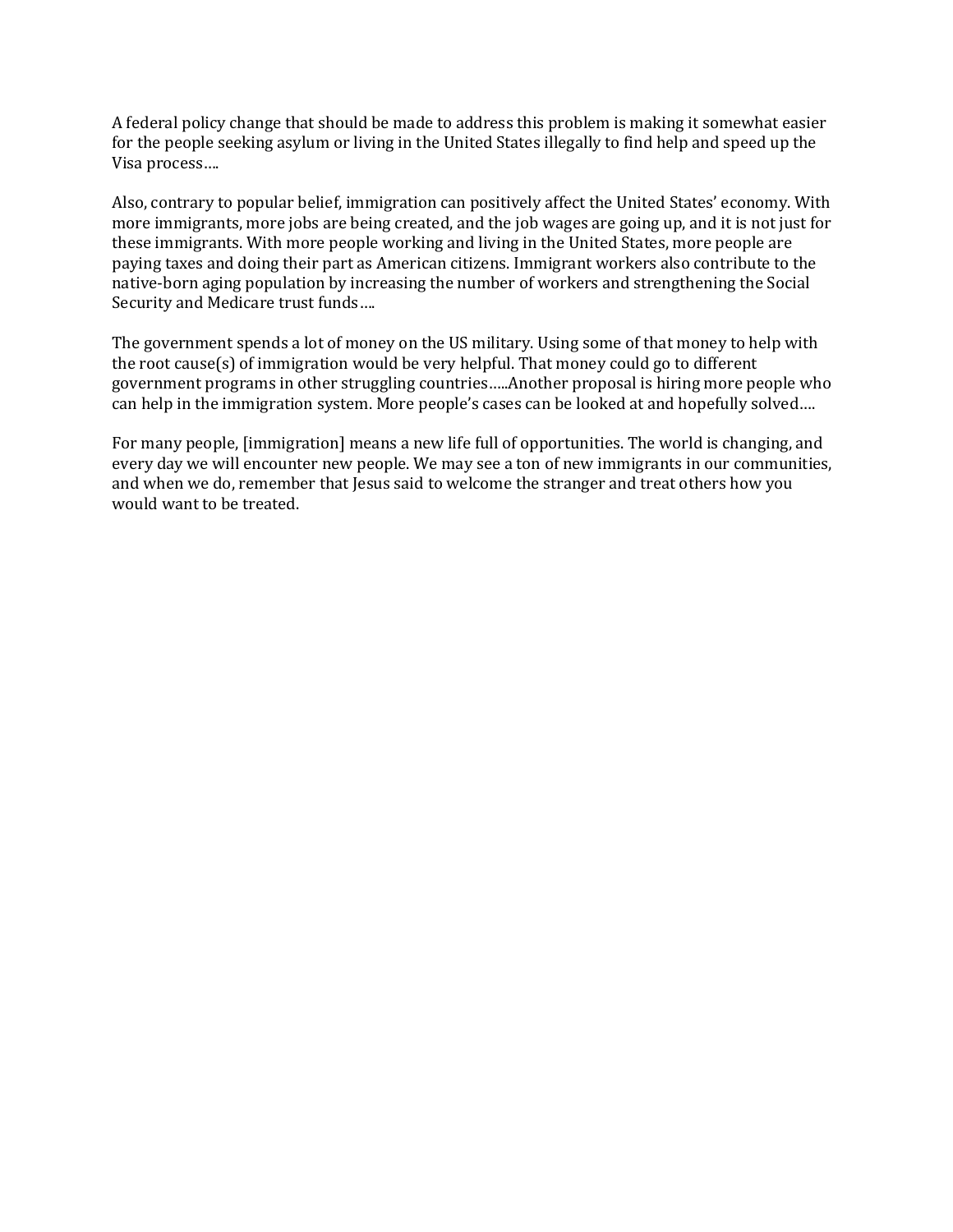A federal policy change that should be made to address this problem is making it somewhat easier for the people seeking asylum or living in the United States illegally to find help and speed up the Visa process….

Also, contrary to popular belief, immigration can positively affect the United States' economy. With more immigrants, more jobs are being created, and the job wages are going up, and it is not just for these immigrants. With more people working and living in the United States, more people are paying taxes and doing their part as American citizens. Immigrant workers also contribute to the native-born aging population by increasing the number of workers and strengthening the Social Security and Medicare trust funds….

The government spends a lot of money on the US military. Using some of that money to help with the root cause(s) of immigration would be very helpful. That money could go to different government programs in other struggling countries…..Another proposal is hiring more people who can help in the immigration system. More people's cases can be looked at and hopefully solved….

For many people, [immigration] means a new life full of opportunities. The world is changing, and every day we will encounter new people. We may see a ton of new immigrants in our communities, and when we do, remember that Jesus said to welcome the stranger and treat others how you would want to be treated.